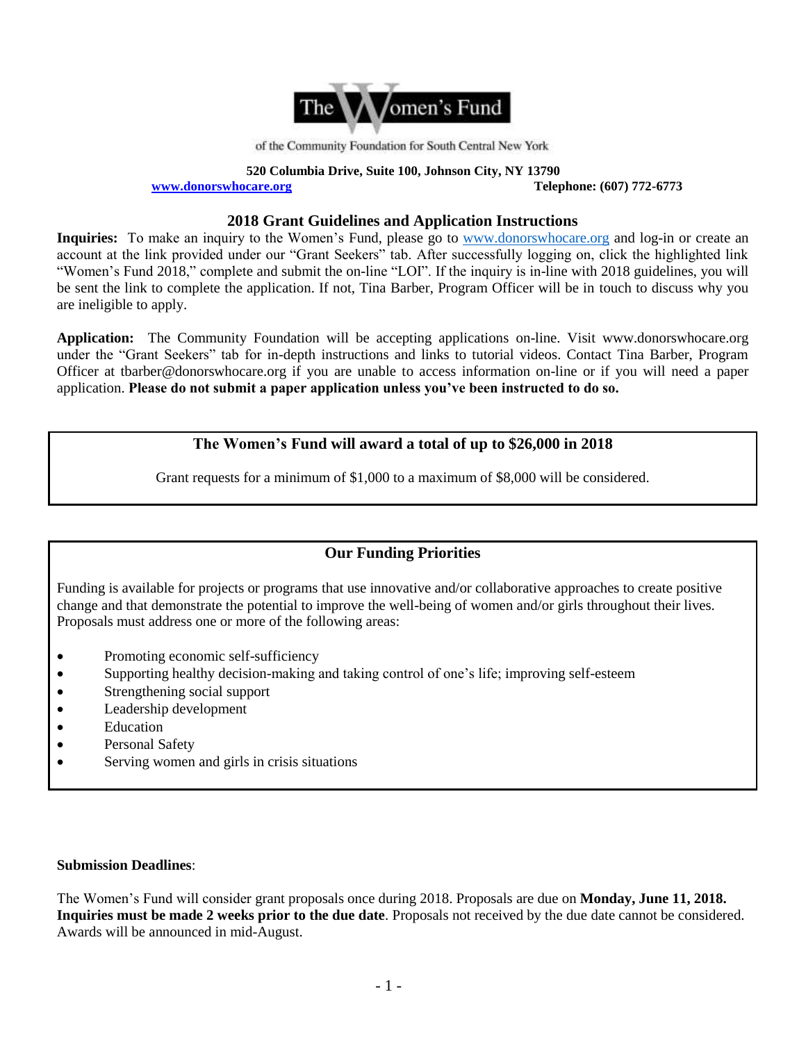# The Women's Fund

of the Community Foundation for South Central New York

**520 Columbia Drive, Suite 100, Johnson City, NY 13790**

**[www.donorswhocare.org](http://www.donorswhocare.org)** **Telephone: (607) 772-6773**

## 2018 Grant Guidelines and Application Instructions

**Inquiries:** To make an inquiry to the Women's Fund, please go to [www.donorswhocare.org](http://www.donorswhocare.org) and log-in or create an account at the link provided under our "Grant Seekers" tab. After successfully logging on, click the highlighted link "Women's Fund 2018," complete and submit the on-line "LOI". If the inquiry is in-line with 2018 guidelines, you will be sent the link to complete the application. If not, Tina Barber, Program Officer will be in touch to discuss why you are ineligible to apply.

**Application:** The Community Foundation will be accepting applications on-line. Visit www.donorswhocare.org under the "Grant Seekers" tab for in-depth instructions and links to tutorial videos. Contact Tina Barber, Program Officer at tbarber@donorswhocare.org if you are unable to access information on-line or if you will need a paper application. **Please do not submit a paper application unless you've been instructed to do so.**

### The Women's Fund will award a total of up to $26,000 in 2018

Grant requests for a minimum of $1,000 to a maximum of $8,000 will be considered.

### Our Funding Priorities

Funding is available for projects or programs that use innovative and/or collaborative approaches to create positive change and that demonstrate the potential to improve the well-being of women and/or girls throughout their lives. Proposals must address one or more of the following areas:

- Promoting economic self-sufficiency
- Supporting healthy decision-making and taking control of one's life; improving self-esteem
- Strengthening social support
- Leadership development
- Education
- Personal Safety
- Serving women and girls in crisis situations

**Submission Deadlines**:

The Women's Fund will consider grant proposals once during 2018. Proposals are due on **Monday, June 11, 2018. Inquiries must be made 2 weeks prior to the due date**. Proposals not received by the due date cannot be considered. Awards will be announced in mid-August.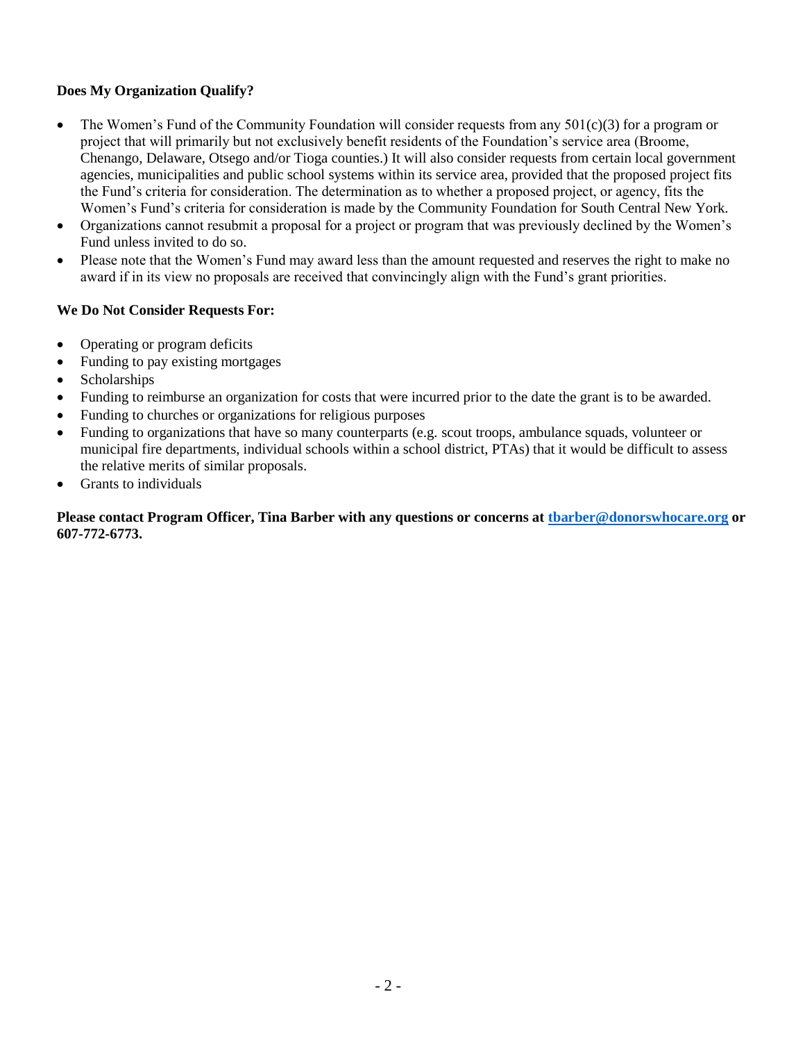**Does My Organization Qualify?**

- The Women's Fund of the Community Foundation will consider requests from any 501(c)(3) for a program or project that will primarily but not exclusively benefit residents of the Foundation's service area (Broome, Chenango, Delaware, Otsego and/or Tioga counties.) It will also consider requests from certain local government agencies, municipalities and public school systems within its service area, provided that the proposed project fits the Fund's criteria for consideration. The determination as to whether a proposed project, or agency, fits the Women's Fund's criteria for consideration is made by the Community Foundation for South Central New York.
- Organizations cannot resubmit a proposal for a project or program that was previously declined by the Women's Fund unless invited to do so.
- Please note that the Women's Fund may award less than the amount requested and reserves the right to make no award if in its view no proposals are received that convincingly align with the Fund's grant priorities.

**We Do Not Consider Requests For:**

- Operating or program deficits
- Funding to pay existing mortgages
- Scholarships
- Funding to reimburse an organization for costs that were incurred prior to the date the grant is to be awarded.
- Funding to churches or organizations for religious purposes
- Funding to organizations that have so many counterparts (e.g. scout troops, ambulance squads, volunteer or municipal fire departments, individual schools within a school district, PTAs) that it would be difficult to assess the relative merits of similar proposals.
- Grants to individuals

**Please contact Program Officer, Tina Barber with any questions or concerns at [tbarber@donorswhocare.org](mailto:tbarber@donorswhocare.org) or 607-772-6773.**